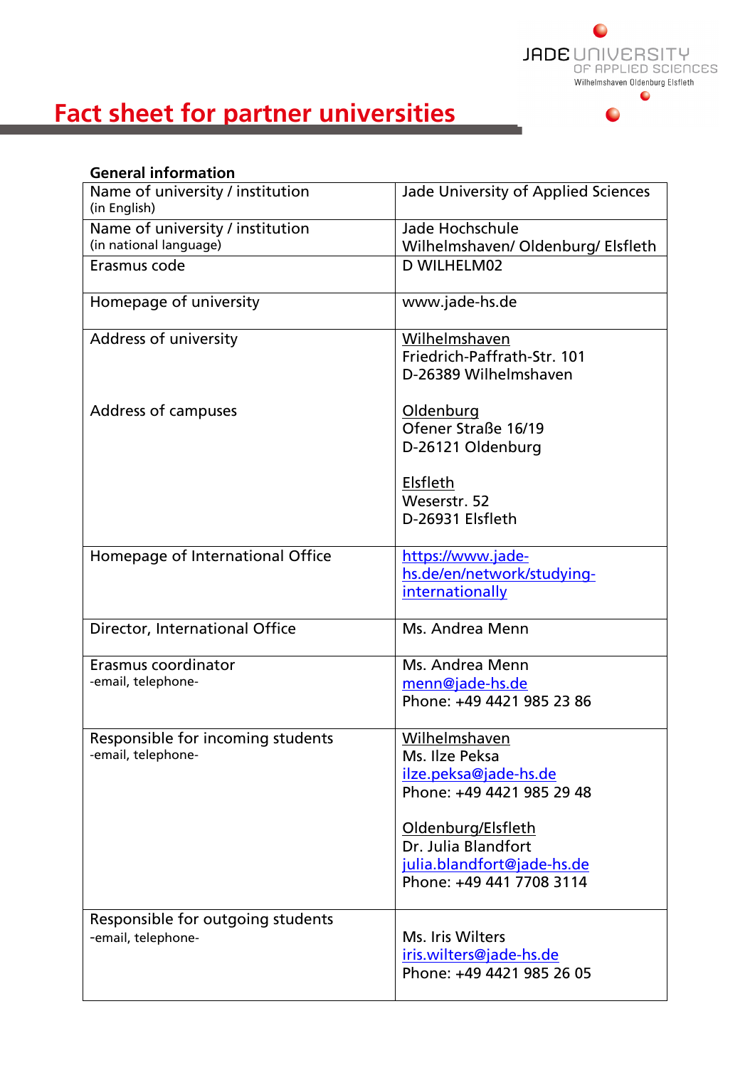# Fact sheet for partner universities

**General information**

| | |
|---|---|
| Name of university / institution (in English) | Jade University of Applied Sciences |
| Name of university / institution (in national language) | Jade Hochschule Wilhelmshaven/ Oldenburg/ Elsfleth |
| Erasmus code | D WILHELM02 |
| Homepage of university | www.jade-hs.de |
| Address of university<br><br>Address of campuses | Wilhelmshaven<br>Friedrich-Paffrath-Str. 101<br>D-26389 Wilhelmshaven<br><br>Oldenburg<br>Ofener Straße 16/19<br>D-26121 Oldenburg<br><br>Elsfleth<br>Weserstr. 52<br>D-26931 Elsfleth |
| Homepage of International Office | https://www.jade-hs.de/en/network/studying-internationally |
| Director, International Office | Ms. Andrea Menn |
| Erasmus coordinator -email, telephone- | Ms. Andrea Menn<br>menn@jade-hs.de<br>Phone: +49 4421 985 23 86 |
| Responsible for incoming students -email, telephone- | Wilhelmshaven<br>Ms. Ilze Peksa<br>ilze.peksa@jade-hs.de<br>Phone: +49 4421 985 29 48<br><br>Oldenburg/Elsfleth<br>Dr. Julia Blandfort<br>julia.blandfort@jade-hs.de<br>Phone: +49 441 7708 3114 |
| Responsible for outgoing students -email, telephone- | Ms. Iris Wilters<br>iris.wilters@jade-hs.de<br>Phone: +49 4421 985 26 05 |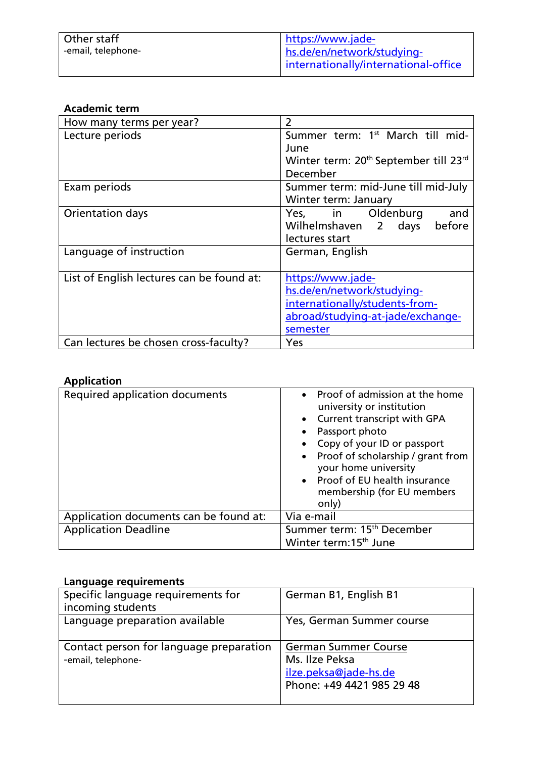| | |
|---|---|
| Other staff<br>-email, telephone- | https://www.jade-hs.de/en/network/studying-internationally/international-office |

**Academic term**

| | |
|---|---|
| How many terms per year? | 2 |
| Lecture periods | Summer term: 1st March till mid-June<br>Winter term: 20th September till 23rd December |
| Exam periods | Summer term: mid-June till mid-July<br>Winter term: January |
| Orientation days | Yes, in Oldenburg and Wilhelmshaven 2 days before lectures start |
| Language of instruction | German, English |
| List of English lectures can be found at: | https://www.jade-hs.de/en/network/studying-internationally/students-from-abroad/studying-at-jade/exchange-semester |
| Can lectures be chosen cross-faculty? | Yes |

**Application**

| | |
|---|---|
| Required application documents | • Proof of admission at the home university or institution<br>• Current transcript with GPA<br>• Passport photo<br>• Copy of your ID or passport<br>• Proof of scholarship / grant from your home university<br>• Proof of EU health insurance membership (for EU members only) |
| Application documents can be found at: | Via e-mail |
| Application Deadline | Summer term: 15th December<br>Winter term:15th June |

**Language requirements**

| | |
|---|---|
| Specific language requirements for incoming students | German B1, English B1 |
| Language preparation available | Yes, German Summer course |
| Contact person for language preparation<br>-email, telephone- | German Summer Course<br>Ms. Ilze Peksa<br>ilze.peksa@jade-hs.de<br>Phone: +49 4421 985 29 48 |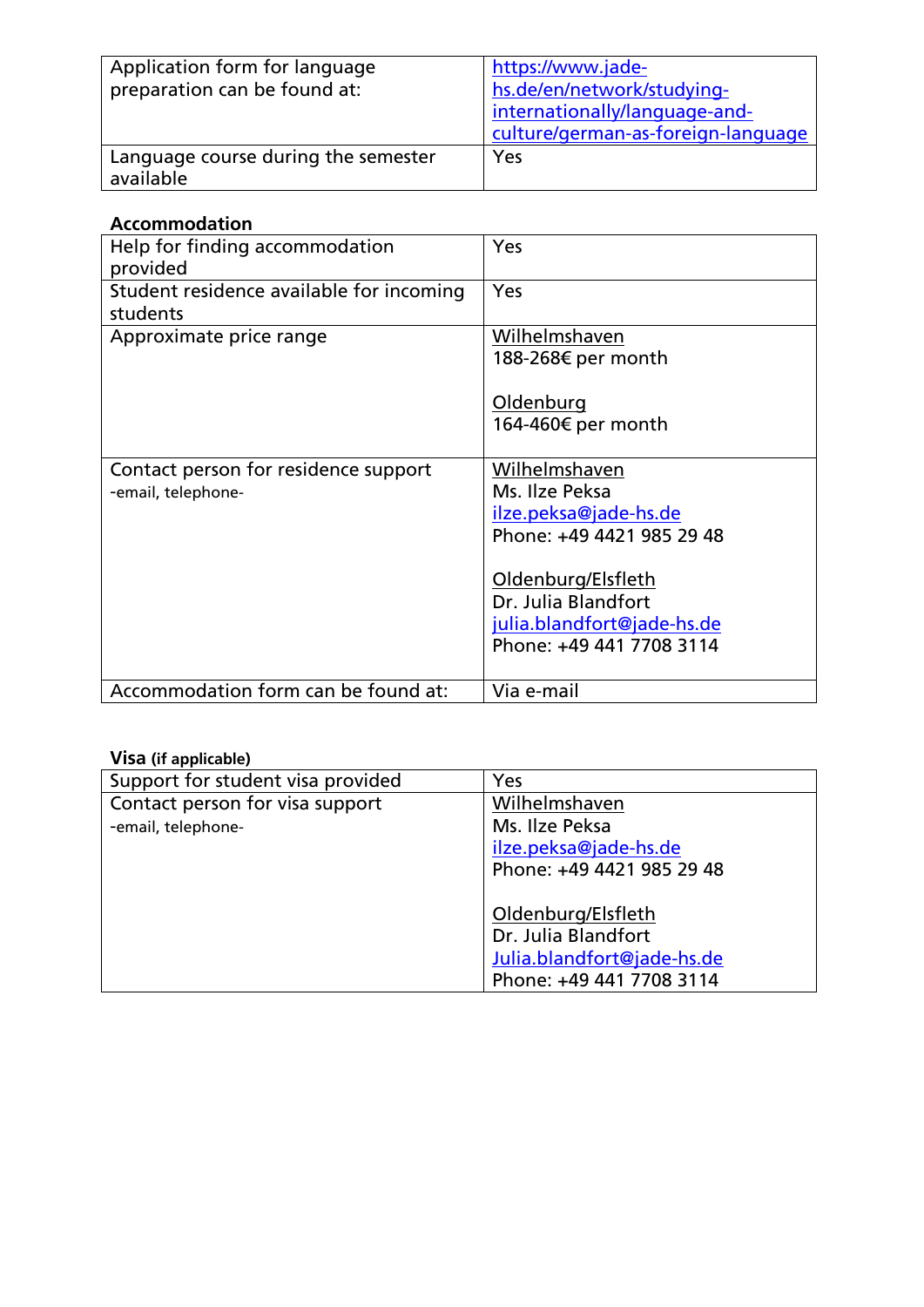| | |
|---|---|
| Application form for language preparation can be found at: | https://www.jade-hs.de/en/network/studying-internationally/language-and-culture/german-as-foreign-language |
| Language course during the semester available | Yes |

**Accommodation**

| | |
|---|---|
| Help for finding accommodation provided | Yes |
| Student residence available for incoming students | Yes |
| Approximate price range | Wilhelmshaven<br>188-268€ per month<br><br>Oldenburg<br>164-460€ per month |
| Contact person for residence support<br>-email, telephone- | Wilhelmshaven<br>Ms. Ilze Peksa<br>ilze.peksa@jade-hs.de<br>Phone: +49 4421 985 29 48<br><br>Oldenburg/Elsfleth<br>Dr. Julia Blandfort<br>julia.blandfort@jade-hs.de<br>Phone: +49 441 7708 3114 |
| Accommodation form can be found at: | Via e-mail |

**Visa** (if applicable)

| | |
|---|---|
| Support for student visa provided | Yes |
| Contact person for visa support<br>-email, telephone- | Wilhelmshaven<br>Ms. Ilze Peksa<br>ilze.peksa@jade-hs.de<br>Phone: +49 4421 985 29 48<br><br>Oldenburg/Elsfleth<br>Dr. Julia Blandfort<br>Julia.blandfort@jade-hs.de<br>Phone: +49 441 7708 3114 |